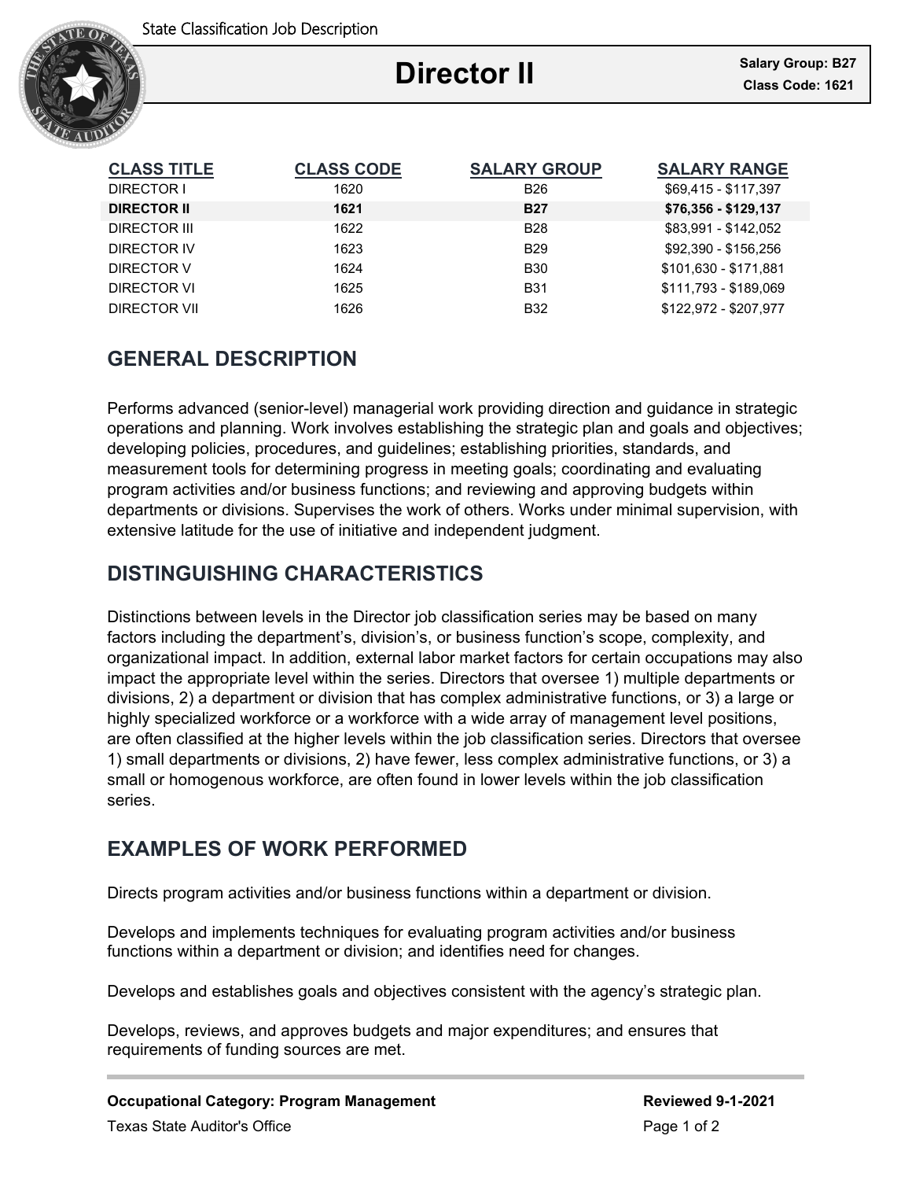State Classification Job Description

# Director II

**Salary Group: B27**
**Class Code: 1621**

| CLASS TITLE | CLASS CODE | SALARY GROUP | SALARY RANGE |
|---|---|---|---|
| DIRECTOR I | 1620 | B26 | $69,415 - $117,397 |
| **DIRECTOR II** | **1621** | **B27** | **$76,356 - $129,137** |
| DIRECTOR III | 1622 | B28 | $83,991 - $142,052 |
| DIRECTOR IV | 1623 | B29 | $92,390 - $156,256 |
| DIRECTOR V | 1624 | B30 | $101,630 - $171,881 |
| DIRECTOR VI | 1625 | B31 | $111,793 - $189,069 |
| DIRECTOR VII | 1626 | B32 | $122,972 - $207,977 |

## GENERAL DESCRIPTION

Performs advanced (senior-level) managerial work providing direction and guidance in strategic operations and planning. Work involves establishing the strategic plan and goals and objectives; developing policies, procedures, and guidelines; establishing priorities, standards, and measurement tools for determining progress in meeting goals; coordinating and evaluating program activities and/or business functions; and reviewing and approving budgets within departments or divisions. Supervises the work of others. Works under minimal supervision, with extensive latitude for the use of initiative and independent judgment.

## DISTINGUISHING CHARACTERISTICS

Distinctions between levels in the Director job classification series may be based on many factors including the department's, division's, or business function's scope, complexity, and organizational impact. In addition, external labor market factors for certain occupations may also impact the appropriate level within the series. Directors that oversee 1) multiple departments or divisions, 2) a department or division that has complex administrative functions, or 3) a large or highly specialized workforce or a workforce with a wide array of management level positions, are often classified at the higher levels within the job classification series. Directors that oversee 1) small departments or divisions, 2) have fewer, less complex administrative functions, or 3) a small or homogenous workforce, are often found in lower levels within the job classification series.

## EXAMPLES OF WORK PERFORMED

Directs program activities and/or business functions within a department or division.

Develops and implements techniques for evaluating program activities and/or business functions within a department or division; and identifies need for changes.

Develops and establishes goals and objectives consistent with the agency's strategic plan.

Develops, reviews, and approves budgets and major expenditures; and ensures that requirements of funding sources are met.

**Occupational Category: Program Management**

**Reviewed 9-1-2021**

Texas State Auditor's Office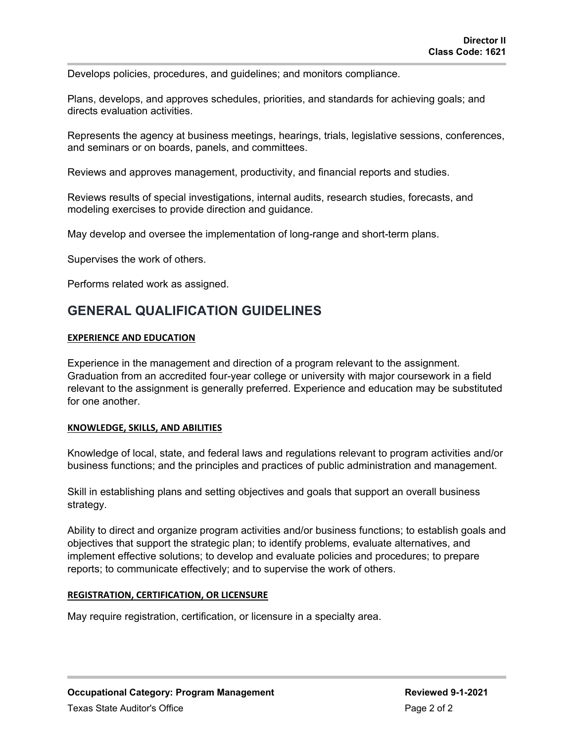Develops policies, procedures, and guidelines; and monitors compliance.

Plans, develops, and approves schedules, priorities, and standards for achieving goals; and directs evaluation activities.

Represents the agency at business meetings, hearings, trials, legislative sessions, conferences, and seminars or on boards, panels, and committees.

Reviews and approves management, productivity, and financial reports and studies.

Reviews results of special investigations, internal audits, research studies, forecasts, and modeling exercises to provide direction and guidance.

May develop and oversee the implementation of long-range and short-term plans.

Supervises the work of others.

Performs related work as assigned.

## GENERAL QUALIFICATION GUIDELINES

### EXPERIENCE AND EDUCATION

Experience in the management and direction of a program relevant to the assignment. Graduation from an accredited four-year college or university with major coursework in a field relevant to the assignment is generally preferred. Experience and education may be substituted for one another.

### KNOWLEDGE, SKILLS, AND ABILITIES

Knowledge of local, state, and federal laws and regulations relevant to program activities and/or business functions; and the principles and practices of public administration and management.

Skill in establishing plans and setting objectives and goals that support an overall business strategy.

Ability to direct and organize program activities and/or business functions; to establish goals and objectives that support the strategic plan; to identify problems, evaluate alternatives, and implement effective solutions; to develop and evaluate policies and procedures; to prepare reports; to communicate effectively; and to supervise the work of others.

### REGISTRATION, CERTIFICATION, OR LICENSURE

May require registration, certification, or licensure in a specialty area.